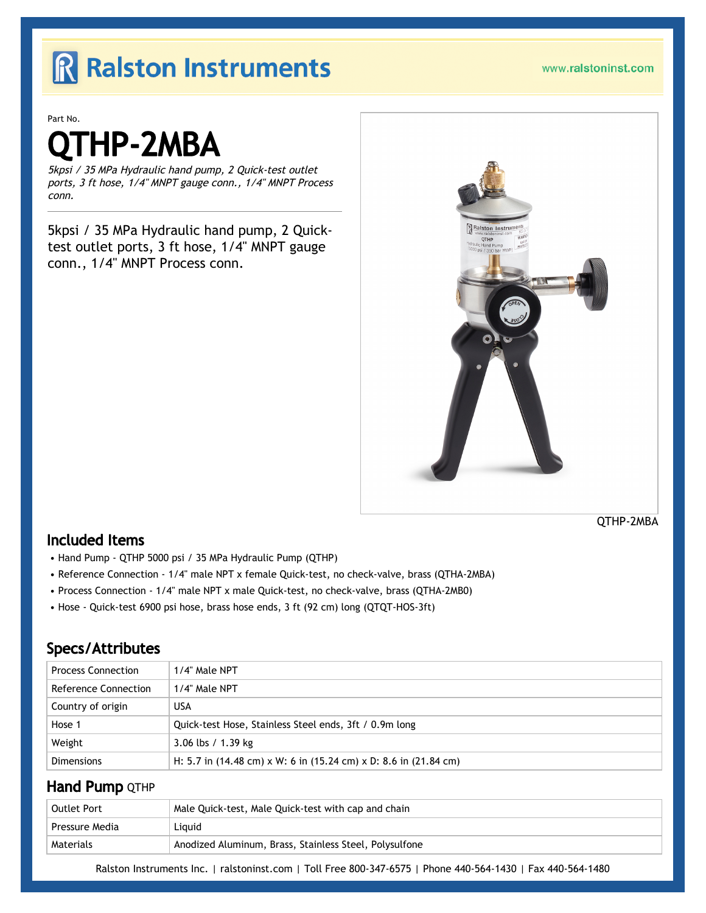# Ralston Instruments

www.ralstoninst.com

Part No.

# QTHP-2MBA

*5kpsi / 35 MPa Hydraulic hand pump, 2 Quick-test outlet ports, 3 ft hose, 1/4" MNPT gauge conn., 1/4" MNPT Process conn.*

5kpsi / 35 MPa Hydraulic hand pump, 2 Quick-test outlet ports, 3 ft hose, 1/4" MNPT gauge conn., 1/4" MNPT Process conn.

QTHP-2MBA

## Included Items

- Hand Pump - QTHP 5000 psi / 35 MPa Hydraulic Pump (QTHP)
- Reference Connection - 1/4" male NPT x female Quick-test, no check-valve, brass (QTHA-2MBA)
- Process Connection - 1/4" male NPT x male Quick-test, no check-valve, brass (QTHA-2MB0)
- Hose - Quick-test 6900 psi hose, brass hose ends, 3 ft (92 cm) long (QTQT-HOS-3ft)

## Specs/Attributes

| | |
|---|---|
| Process Connection | 1/4" Male NPT |
| Reference Connection | 1/4" Male NPT |
| Country of origin | USA |
| Hose 1 | Quick-test Hose, Stainless Steel ends, 3ft / 0.9m long |
| Weight | 3.06 lbs / 1.39 kg |
| Dimensions | H: 5.7 in (14.48 cm) x W: 6 in (15.24 cm) x D: 8.6 in (21.84 cm) |

## Hand Pump QTHP

| | |
|---|---|
| Outlet Port | Male Quick-test, Male Quick-test with cap and chain |
| Pressure Media | Liquid |
| Materials | Anodized Aluminum, Brass, Stainless Steel, Polysulfone |

Ralston Instruments Inc. | ralstoninst.com | Toll Free 800-347-6575 | Phone 440-564-1430 | Fax 440-564-1480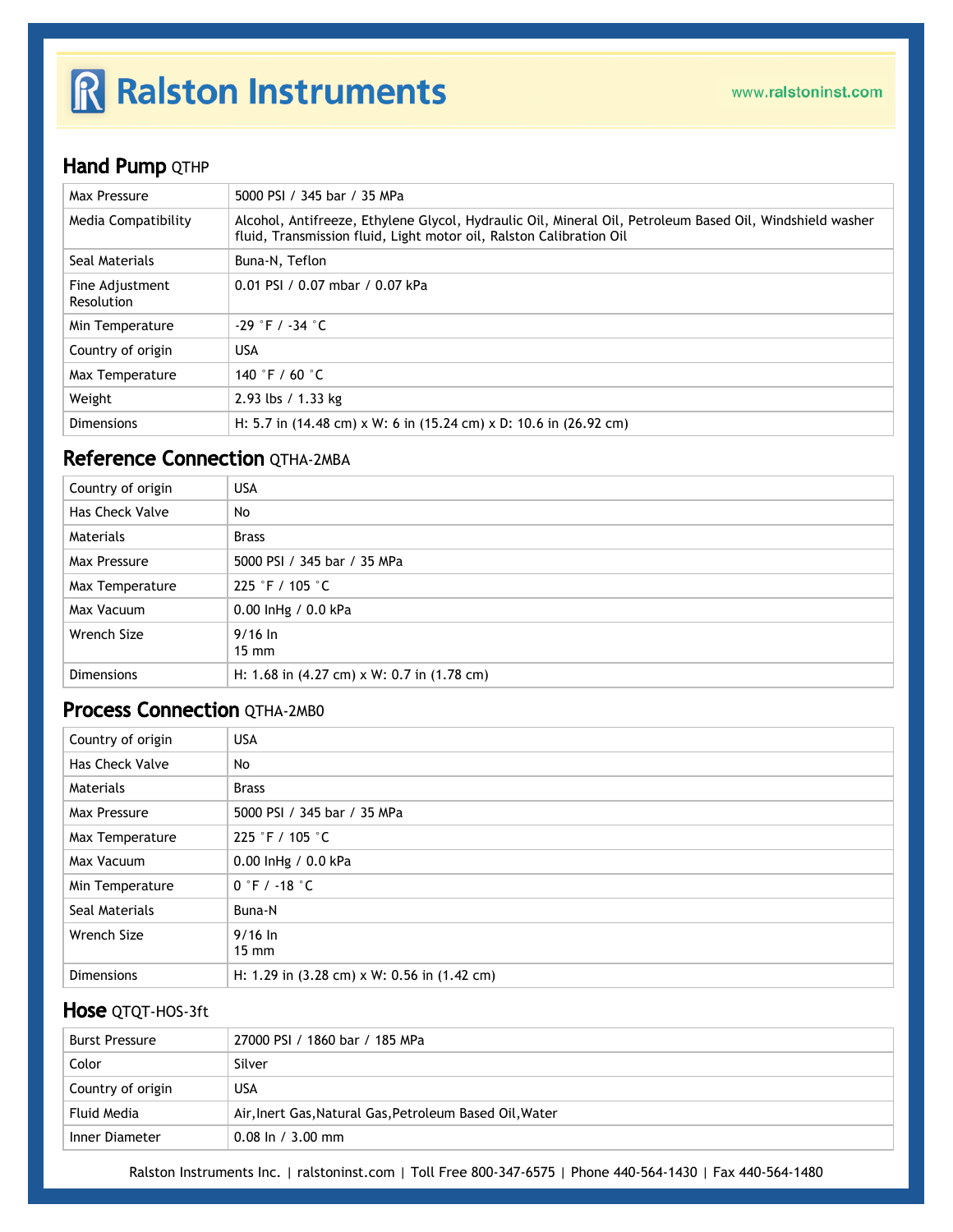## Hand Pump QTHP

| | |
|---|---|
| Max Pressure | 5000 PSI / 345 bar / 35 MPa |
| Media Compatibility | Alcohol, Antifreeze, Ethylene Glycol, Hydraulic Oil, Mineral Oil, Petroleum Based Oil, Windshield washer fluid, Transmission fluid, Light motor oil, Ralston Calibration Oil |
| Seal Materials | Buna-N, Teflon |
| Fine Adjustment Resolution | 0.01 PSI / 0.07 mbar / 0.07 kPa |
| Min Temperature | -29 °F / -34 °C |
| Country of origin | USA |
| Max Temperature | 140 °F / 60 °C |
| Weight | 2.93 lbs / 1.33 kg |
| Dimensions | H: 5.7 in (14.48 cm) x W: 6 in (15.24 cm) x D: 10.6 in (26.92 cm) |

## Reference Connection QTHA-2MBA

| | |
|---|---|
| Country of origin | USA |
| Has Check Valve | No |
| Materials | Brass |
| Max Pressure | 5000 PSI / 345 bar / 35 MPa |
| Max Temperature | 225 °F / 105 °C |
| Max Vacuum | 0.00 InHg / 0.0 kPa |
| Wrench Size | 9/16 In<br>15 mm |
| Dimensions | H: 1.68 in (4.27 cm) x W: 0.7 in (1.78 cm) |

## Process Connection QTHA-2MB0

| | |
|---|---|
| Country of origin | USA |
| Has Check Valve | No |
| Materials | Brass |
| Max Pressure | 5000 PSI / 345 bar / 35 MPa |
| Max Temperature | 225 °F / 105 °C |
| Max Vacuum | 0.00 InHg / 0.0 kPa |
| Min Temperature | 0 °F / -18 °C |
| Seal Materials | Buna-N |
| Wrench Size | 9/16 In<br>15 mm |
| Dimensions | H: 1.29 in (3.28 cm) x W: 0.56 in (1.42 cm) |

## Hose QTQT-HOS-3ft

| | |
|---|---|
| Burst Pressure | 27000 PSI / 1860 bar / 185 MPa |
| Color | Silver |
| Country of origin | USA |
| Fluid Media | Air,Inert Gas,Natural Gas,Petroleum Based Oil,Water |
| Inner Diameter | 0.08 In / 3.00 mm |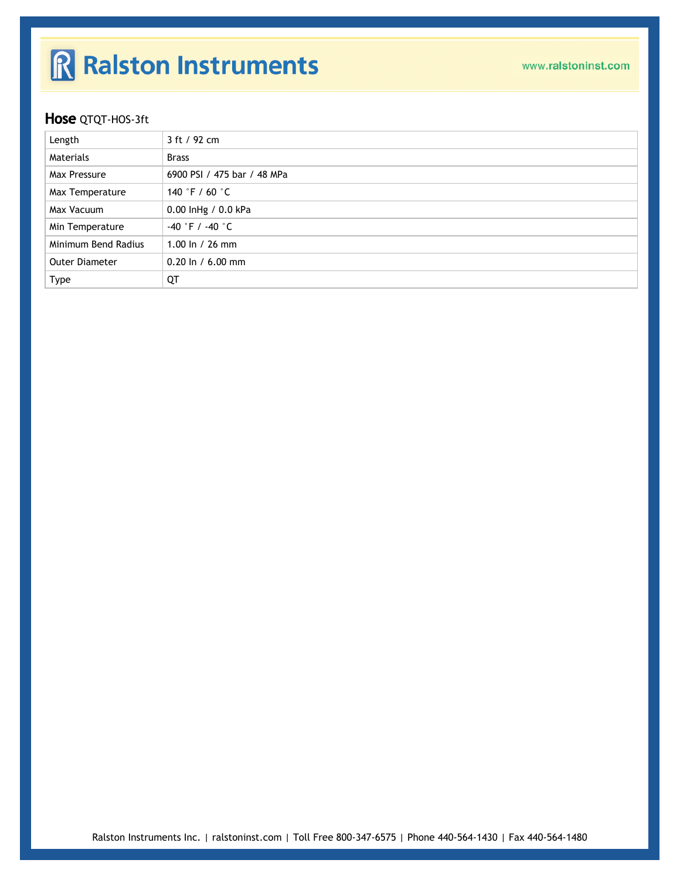## **Hose** QTQT-HOS-3ft

| | |
|---|---|
| Length | 3 ft / 92 cm |
| Materials | Brass |
| Max Pressure | 6900 PSI / 475 bar / 48 MPa |
| Max Temperature | 140 °F / 60 °C |
| Max Vacuum | 0.00 InHg / 0.0 kPa |
| Min Temperature | -40 °F / -40 °C |
| Minimum Bend Radius | 1.00 In / 26 mm |
| Outer Diameter | 0.20 In / 6.00 mm |
| Type | QT |